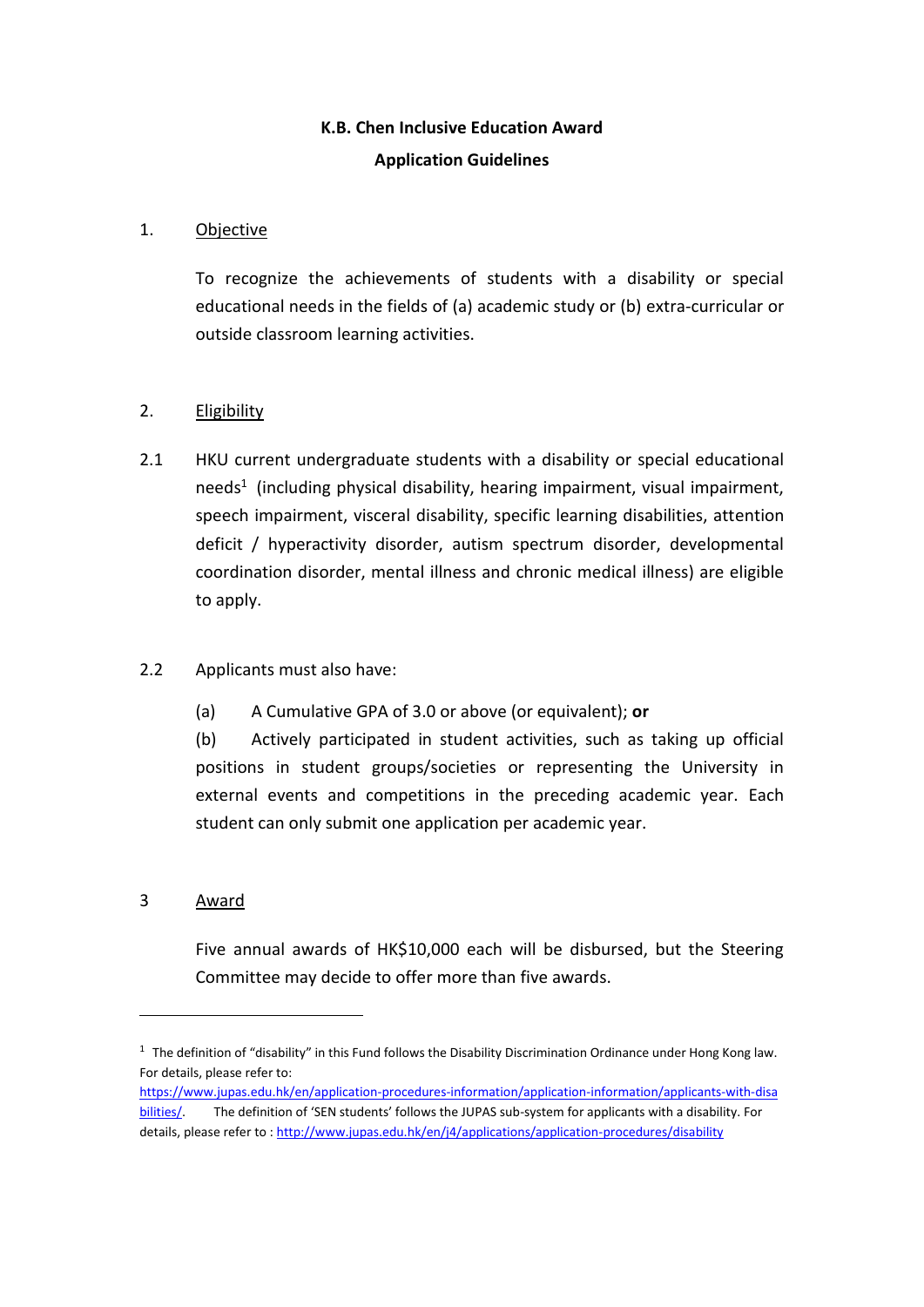# K.B. Chen Inclusive Education Award
## Application Guidelines

1. Objective

To recognize the achievements of students with a disability or special educational needs in the fields of (a) academic study or (b) extra-curricular or outside classroom learning activities.

2. Eligibility

2.1 HKU current undergraduate students with a disability or special educational needs[1] (including physical disability, hearing impairment, visual impairment, speech impairment, visceral disability, specific learning disabilities, attention deficit / hyperactivity disorder, autism spectrum disorder, developmental coordination disorder, mental illness and chronic medical illness) are eligible to apply.

2.2 Applicants must also have:

(a) A Cumulative GPA of 3.0 or above (or equivalent); **or**

(b) Actively participated in student activities, such as taking up official positions in student groups/societies or representing the University in external events and competitions in the preceding academic year. Each student can only submit one application per academic year.

3 Award

Five annual awards of HK$10,000 each will be disbursed, but the Steering Committee may decide to offer more than five awards.

---

[1] The definition of "disability" in this Fund follows the Disability Discrimination Ordinance under Hong Kong law. For details, please refer to: https://www.jupas.edu.hk/en/application-procedures-information/application-information/applicants-with-disabilities/. The definition of 'SEN students' follows the JUPAS sub-system for applicants with a disability. For details, please refer to : http://www.jupas.edu.hk/en/j4/applications/application-procedures/disability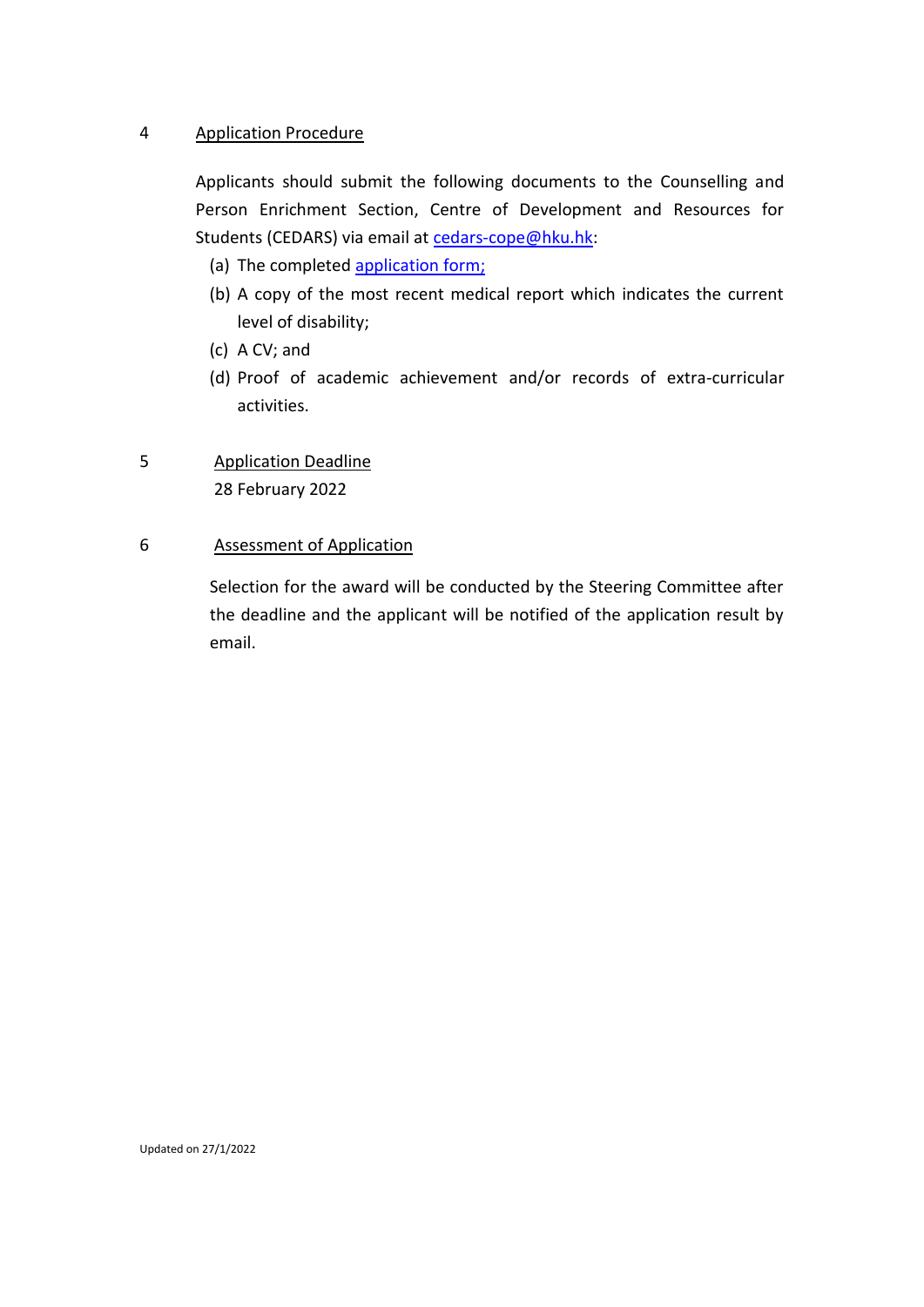4 Application Procedure

Applicants should submit the following documents to the Counselling and Person Enrichment Section, Centre of Development and Resources for Students (CEDARS) via email at cedars-cope@hku.hk:

(a) The completed application form;
(b) A copy of the most recent medical report which indicates the current level of disability;
(c) A CV; and
(d) Proof of academic achievement and/or records of extra-curricular activities.

5 Application Deadline

28 February 2022

6 Assessment of Application

Selection for the award will be conducted by the Steering Committee after the deadline and the applicant will be notified of the application result by email.

Updated on 27/1/2022